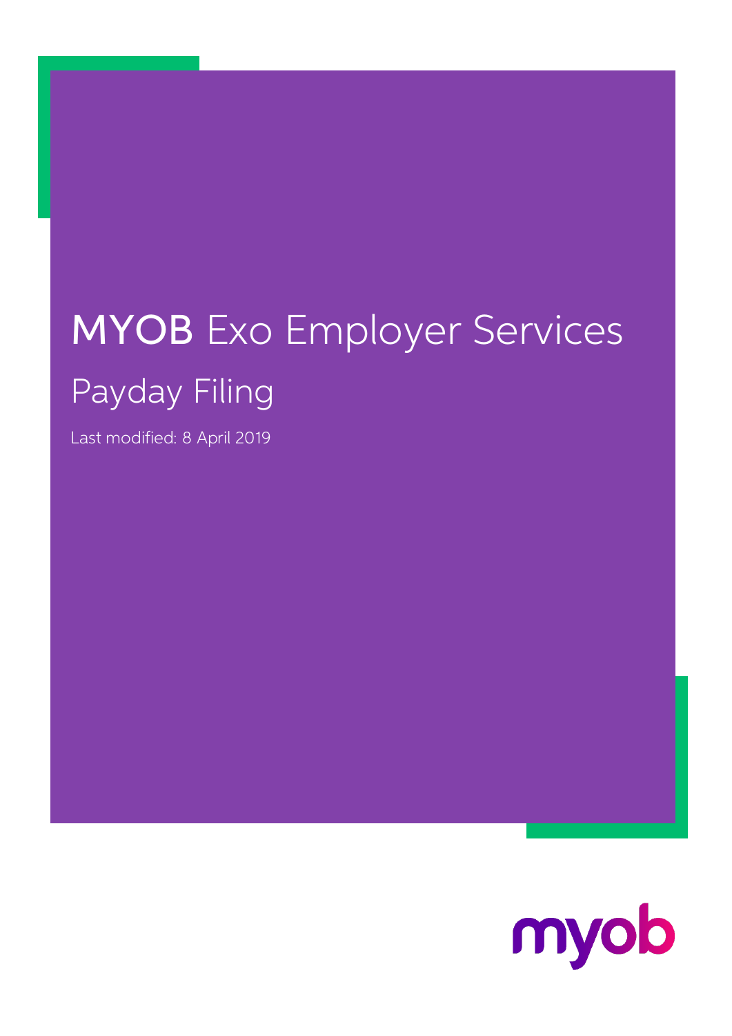# MYOB Exo Employer Services

## Payday Filing

Last modified: 8 April 2019

myob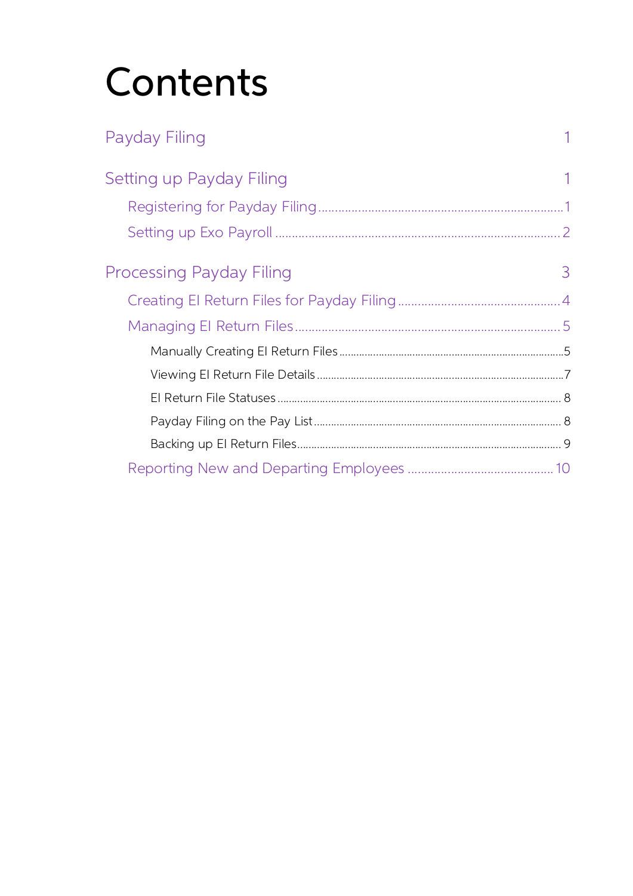# Contents

Payday Filing 1

Setting up Payday Filing 1

- Registering for Payday Filing 1
- Setting up Exo Payroll 2

Processing Payday Filing 3

- Creating EI Return Files for Payday Filing 4
- Managing EI Return Files 5
  - Manually Creating EI Return Files 5
  - Viewing EI Return File Details 7
  - EI Return File Statuses 8
  - Payday Filing on the Pay List 8
  - Backing up EI Return Files 9
- Reporting New and Departing Employees 10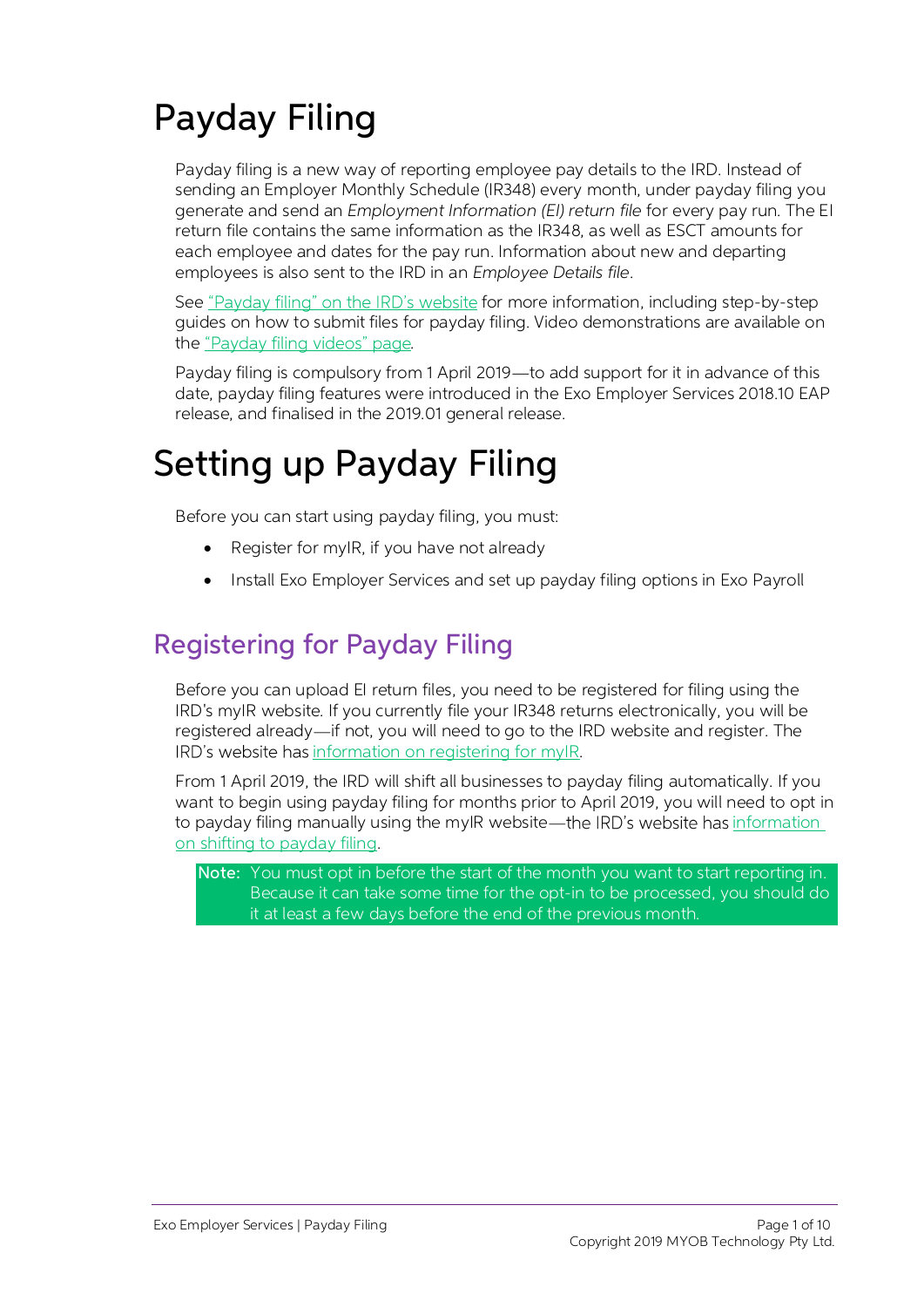# Payday Filing

Payday filing is a new way of reporting employee pay details to the IRD. Instead of sending an Employer Monthly Schedule (IR348) every month, under payday filing you generate and send an *Employment Information (EI) return file* for every pay run. The EI return file contains the same information as the IR348, as well as ESCT amounts for each employee and dates for the pay run. Information about new and departing employees is also sent to the IRD in an *Employee Details file*.

See "Payday filing" on the IRD's website for more information, including step-by-step guides on how to submit files for payday filing. Video demonstrations are available on the "Payday filing videos" page.

Payday filing is compulsory from 1 April 2019—to add support for it in advance of this date, payday filing features were introduced in the Exo Employer Services 2018.10 EAP release, and finalised in the 2019.01 general release.

# Setting up Payday Filing

Before you can start using payday filing, you must:

- Register for myIR, if you have not already
- Install Exo Employer Services and set up payday filing options in Exo Payroll

## Registering for Payday Filing

Before you can upload EI return files, you need to be registered for filing using the IRD's myIR website. If you currently file your IR348 returns electronically, you will be registered already—if not, you will need to go to the IRD website and register. The IRD's website has information on registering for myIR.

From 1 April 2019, the IRD will shift all businesses to payday filing automatically. If you want to begin using payday filing for months prior to April 2019, you will need to opt in to payday filing manually using the myIR website—the IRD's website has information on shifting to payday filing.

**Note:** You must opt in before the start of the month you want to start reporting in. Because it can take some time for the opt-in to be processed, you should do it at least a few days before the end of the previous month.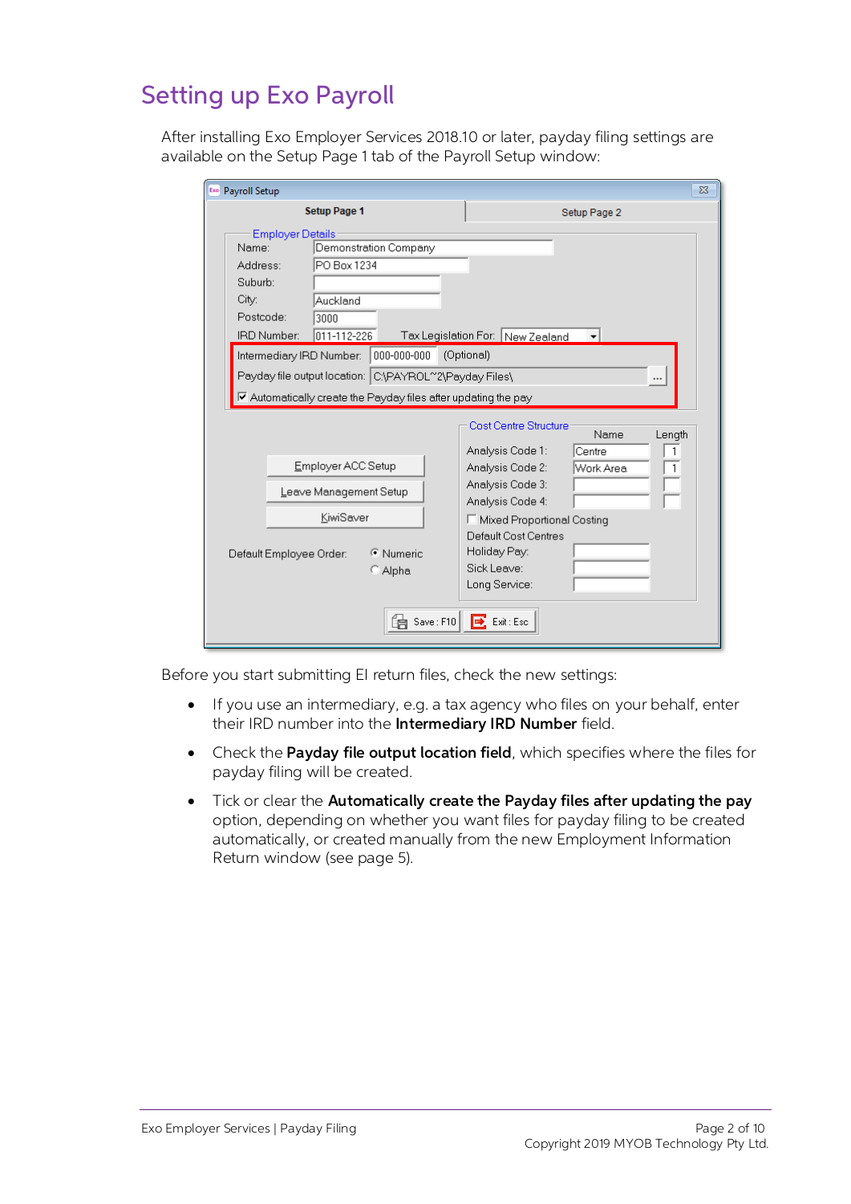# Setting up Exo Payroll

After installing Exo Employer Services 2018.10 or later, payday filing settings are available on the Setup Page 1 tab of the Payroll Setup window:

Before you start submitting EI return files, check the new settings:

- If you use an intermediary, e.g. a tax agency who files on your behalf, enter their IRD number into the **Intermediary IRD Number** field.
- Check the **Payday file output location field**, which specifies where the files for payday filing will be created.
- Tick or clear the **Automatically create the Payday files after updating the pay** option, depending on whether you want files for payday filing to be created automatically, or created manually from the new Employment Information Return window (see page 5).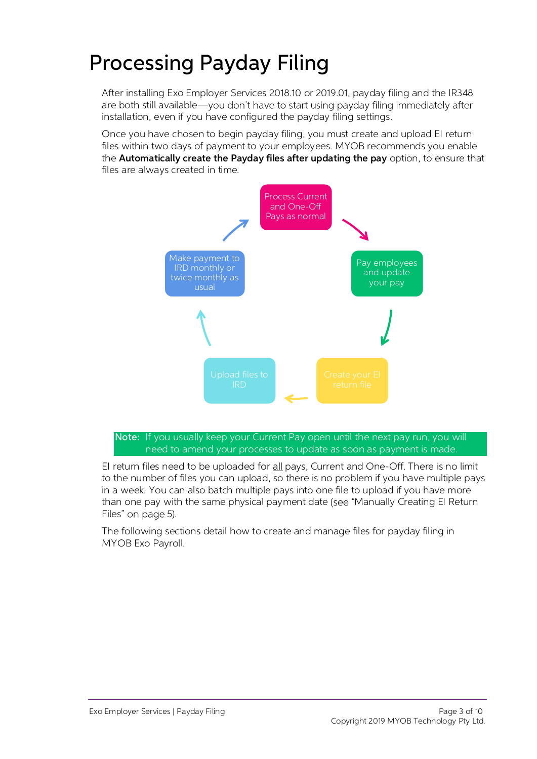# Processing Payday Filing

After installing Exo Employer Services 2018.10 or 2019.01, payday filing and the IR348 are both still available—you don't have to start using payday filing immediately after installation, even if you have configured the payday filing settings.

Once you have chosen to begin payday filing, you must create and upload EI return files within two days of payment to your employees. MYOB recommends you enable the **Automatically create the Payday files after updating the pay** option, to ensure that files are always created in time.

Process Current and One-Off Pays as normal

Pay employees and update your pay

Create your EI return file

Upload files to IRD

Make payment to IRD monthly or twice monthly as usual

**Note:** If you usually keep your Current Pay open until the next pay run, you will need to amend your processes to update as soon as payment is made.

EI return files need to be uploaded for all pays, Current and One-Off. There is no limit to the number of files you can upload, so there is no problem if you have multiple pays in a week. You can also batch multiple pays into one file to upload if you have more than one pay with the same physical payment date (see "Manually Creating EI Return Files" on page 5).

The following sections detail how to create and manage files for payday filing in MYOB Exo Payroll.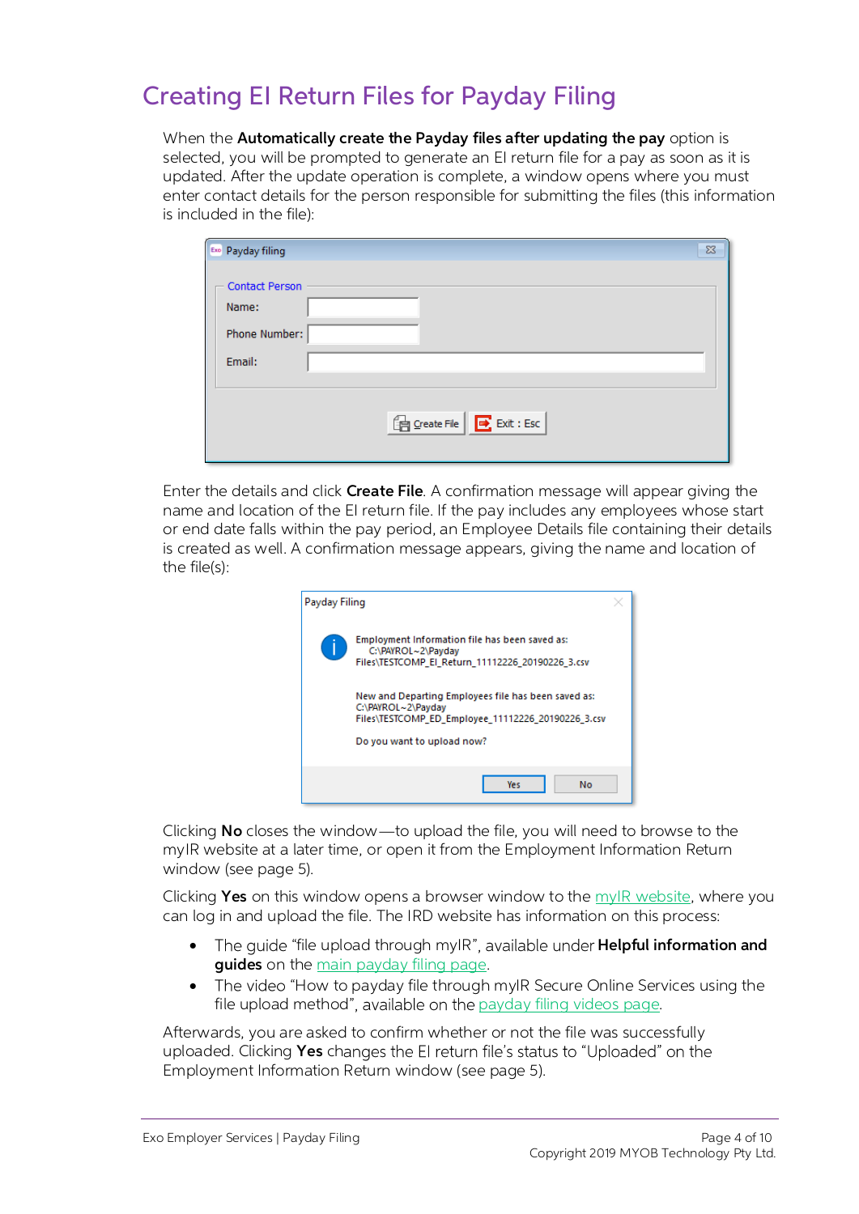# Creating EI Return Files for Payday Filing

When the **Automatically create the Payday files after updating the pay** option is selected, you will be prompted to generate an EI return file for a pay as soon as it is updated. After the update operation is complete, a window opens where you must enter contact details for the person responsible for submitting the files (this information is included in the file):

Enter the details and click **Create File**. A confirmation message will appear giving the name and location of the EI return file. If the pay includes any employees whose start or end date falls within the pay period, an Employee Details file containing their details is created as well. A confirmation message appears, giving the name and location of the file(s):

Clicking **No** closes the window—to upload the file, you will need to browse to the myIR website at a later time, or open it from the Employment Information Return window (see page 5).

Clicking **Yes** on this window opens a browser window to the myIR website, where you can log in and upload the file. The IRD website has information on this process:

- The guide "file upload through myIR", available under **Helpful information and guides** on the main payday filing page.
- The video "How to payday file through myIR Secure Online Services using the file upload method", available on the payday filing videos page.

Afterwards, you are asked to confirm whether or not the file was successfully uploaded. Clicking **Yes** changes the EI return file's status to "Uploaded" on the Employment Information Return window (see page 5).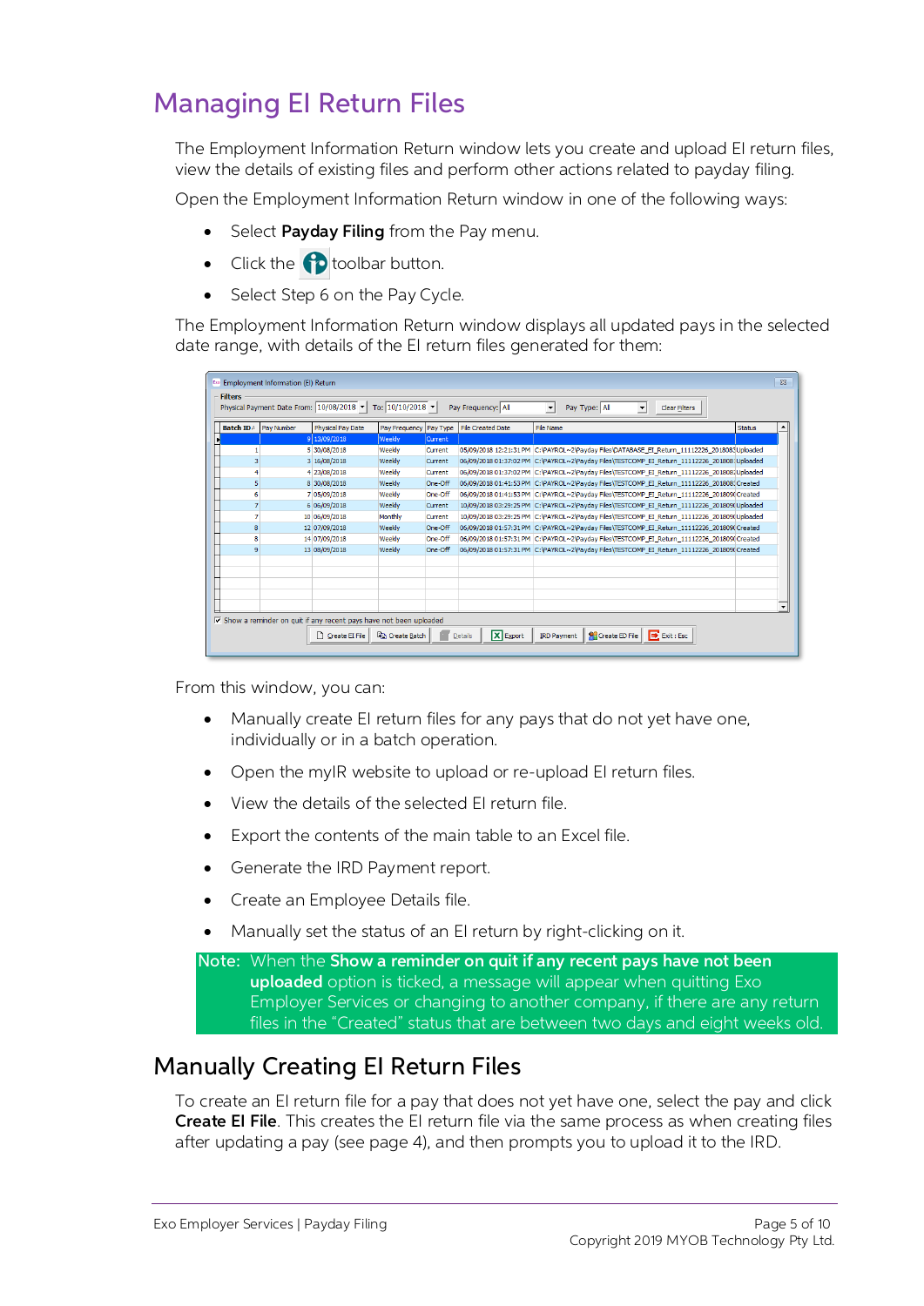# Managing EI Return Files

The Employment Information Return window lets you create and upload EI return files, view the details of existing files and perform other actions related to payday filing.

Open the Employment Information Return window in one of the following ways:

- Select **Payday Filing** from the Pay menu.
- Click the toolbar button.
- Select Step 6 on the Pay Cycle.

The Employment Information Return window displays all updated pays in the selected date range, with details of the EI return files generated for them:

From this window, you can:

- Manually create EI return files for any pays that do not yet have one, individually or in a batch operation.
- Open the myIR website to upload or re-upload EI return files.
- View the details of the selected EI return file.
- Export the contents of the main table to an Excel file.
- Generate the IRD Payment report.
- Create an Employee Details file.
- Manually set the status of an EI return by right-clicking on it.

Note: When the **Show a reminder on quit if any recent pays have not been uploaded** option is ticked, a message will appear when quitting Exo Employer Services or changing to another company, if there are any return files in the "Created" status that are between two days and eight weeks old.

## Manually Creating EI Return Files

To create an EI return file for a pay that does not yet have one, select the pay and click **Create EI File**. This creates the EI return file via the same process as when creating files after updating a pay (see page 4), and then prompts you to upload it to the IRD.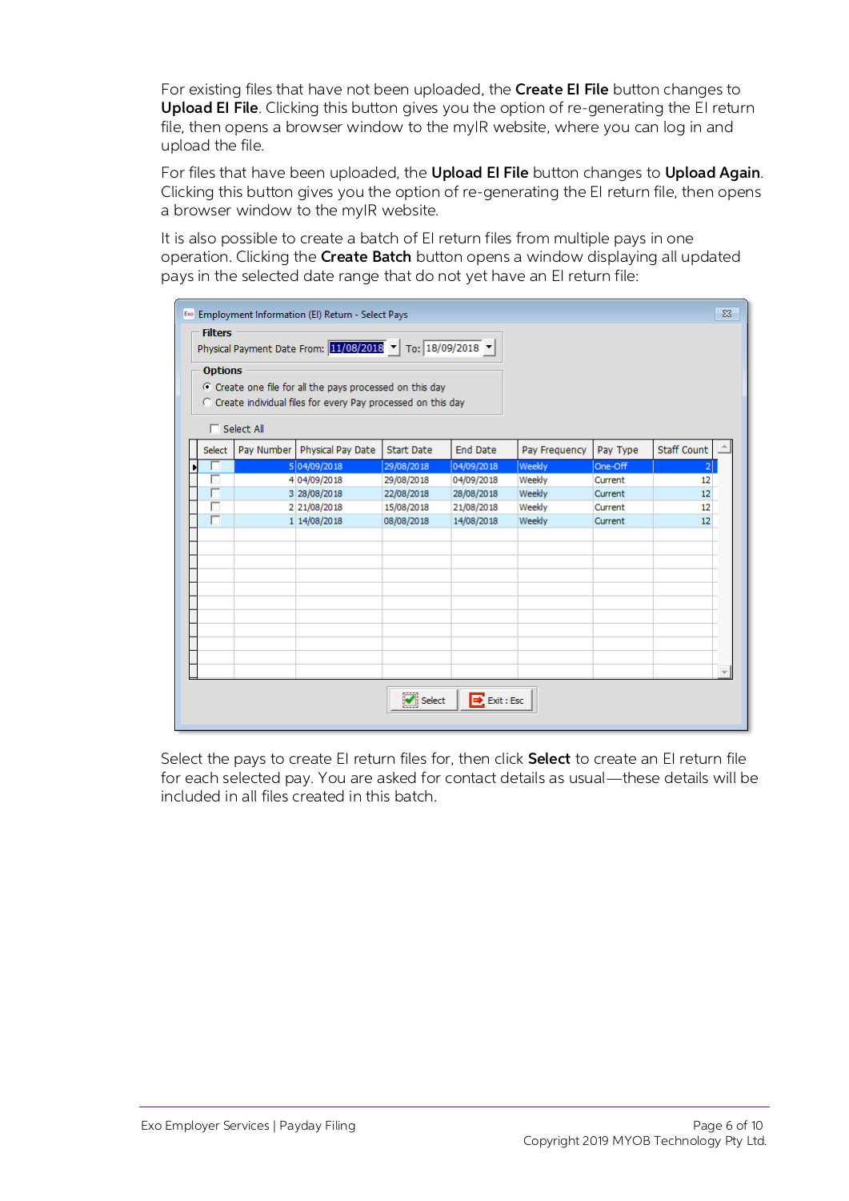For existing files that have not been uploaded, the **Create EI File** button changes to **Upload EI File**. Clicking this button gives you the option of re-generating the EI return file, then opens a browser window to the myIR website, where you can log in and upload the file.

For files that have been uploaded, the **Upload EI File** button changes to **Upload Again**. Clicking this button gives you the option of re-generating the EI return file, then opens a browser window to the myIR website.

It is also possible to create a batch of EI return files from multiple pays in one operation. Clicking the **Create Batch** button opens a window displaying all updated pays in the selected date range that do not yet have an EI return file:

Select the pays to create EI return files for, then click **Select** to create an EI return file for each selected pay. You are asked for contact details as usual—these details will be included in all files created in this batch.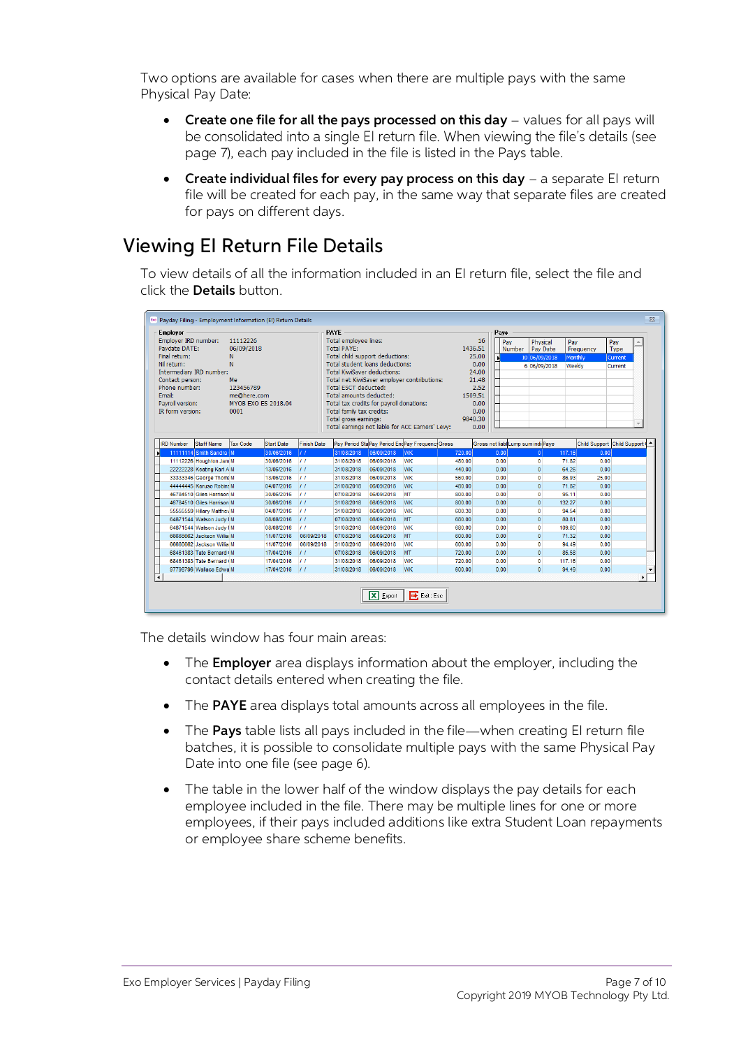Two options are available for cases when there are multiple pays with the same Physical Pay Date:

- **Create one file for all the pays processed on this day** – values for all pays will be consolidated into a single EI return file. When viewing the file's details (see page 7), each pay included in the file is listed in the Pays table.
- **Create individual files for every pay process on this day** – a separate EI return file will be created for each pay, in the same way that separate files are created for pays on different days.

# Viewing EI Return File Details

To view details of all the information included in an EI return file, select the file and click the **Details** button.

The details window has four main areas:

- The **Employer** area displays information about the employer, including the contact details entered when creating the file.
- The **PAYE** area displays total amounts across all employees in the file.
- The **Pays** table lists all pays included in the file—when creating EI return file batches, it is possible to consolidate multiple pays with the same Physical Pay Date into one file (see page 6).
- The table in the lower half of the window displays the pay details for each employee included in the file. There may be multiple lines for one or more employees, if their pays included additions like extra Student Loan repayments or employee share scheme benefits.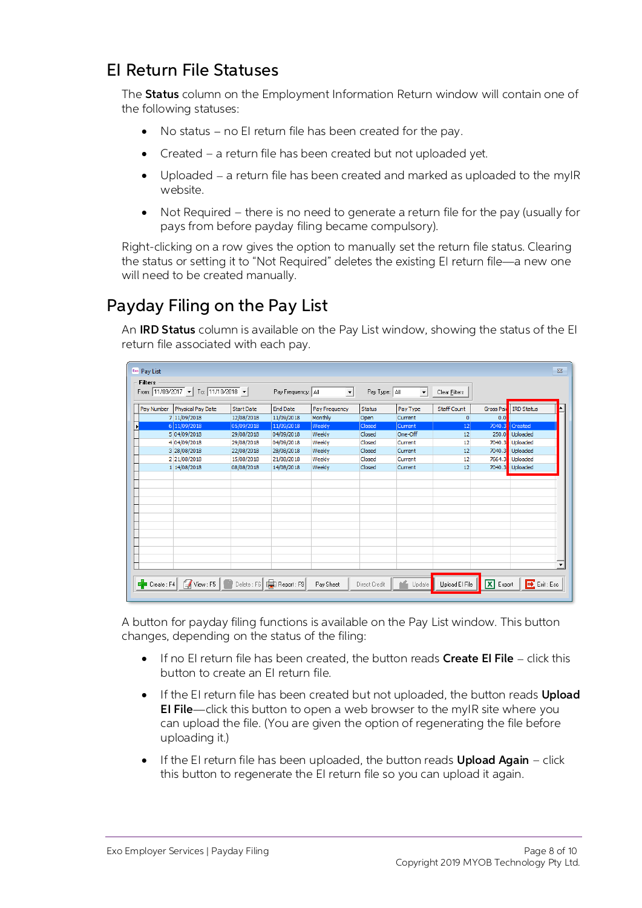## EI Return File Statuses

The **Status** column on the Employment Information Return window will contain one of the following statuses:

- No status – no EI return file has been created for the pay.
- Created – a return file has been created but not uploaded yet.
- Uploaded – a return file has been created and marked as uploaded to the myIR website.
- Not Required – there is no need to generate a return file for the pay (usually for pays from before payday filing became compulsory).

Right-clicking on a row gives the option to manually set the return file status. Clearing the status or setting it to "Not Required" deletes the existing EI return file—a new one will need to be created manually.

## Payday Filing on the Pay List

An **IRD Status** column is available on the Pay List window, showing the status of the EI return file associated with each pay.

A button for payday filing functions is available on the Pay List window. This button changes, depending on the status of the filing:

- If no EI return file has been created, the button reads **Create EI File** – click this button to create an EI return file.
- If the EI return file has been created but not uploaded, the button reads **Upload EI File**—click this button to open a web browser to the myIR site where you can upload the file. (You are given the option of regenerating the file before uploading it.)
- If the EI return file has been uploaded, the button reads **Upload Again** – click this button to regenerate the EI return file so you can upload it again.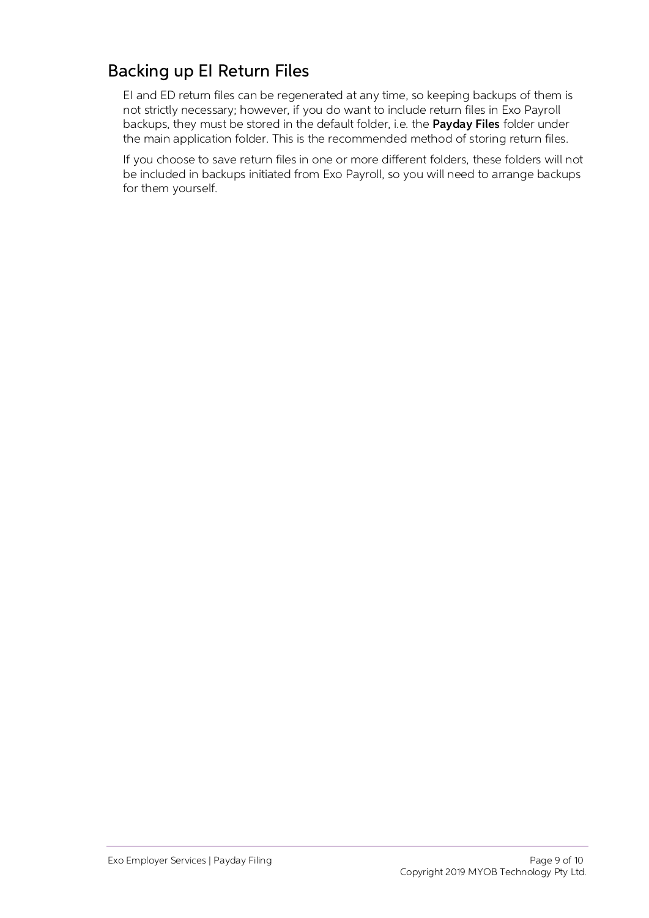## Backing up EI Return Files

EI and ED return files can be regenerated at any time, so keeping backups of them is not strictly necessary; however, if you do want to include return files in Exo Payroll backups, they must be stored in the default folder, i.e. the **Payday Files** folder under the main application folder. This is the recommended method of storing return files.

If you choose to save return files in one or more different folders, these folders will not be included in backups initiated from Exo Payroll, so you will need to arrange backups for them yourself.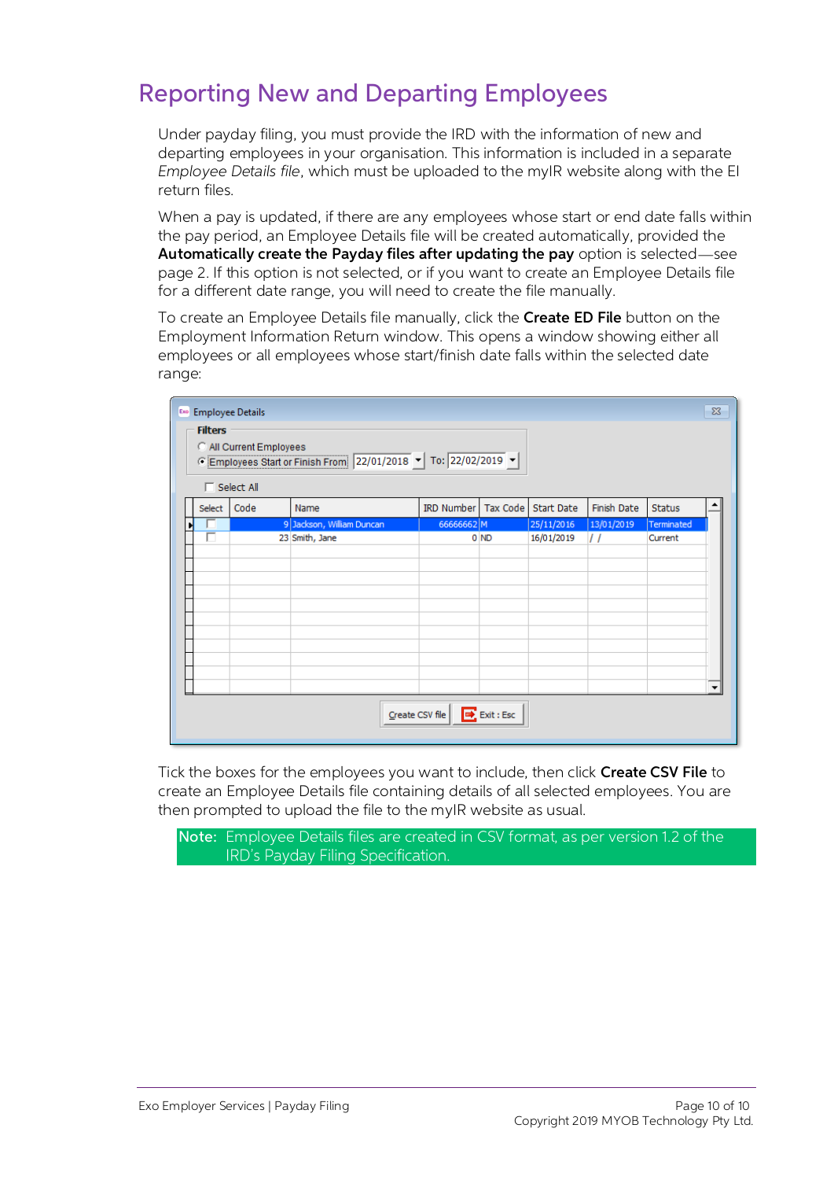# Reporting New and Departing Employees

Under payday filing, you must provide the IRD with the information of new and departing employees in your organisation. This information is included in a separate *Employee Details file*, which must be uploaded to the myIR website along with the EI return files.

When a pay is updated, if there are any employees whose start or end date falls within the pay period, an Employee Details file will be created automatically, provided the **Automatically create the Payday files after updating the pay** option is selected—see page 2. If this option is not selected, or if you want to create an Employee Details file for a different date range, you will need to create the file manually.

To create an Employee Details file manually, click the **Create ED File** button on the Employment Information Return window. This opens a window showing either all employees or all employees whose start/finish date falls within the selected date range:

Tick the boxes for the employees you want to include, then click **Create CSV File** to create an Employee Details file containing details of all selected employees. You are then prompted to upload the file to the myIR website as usual.

**Note:** Employee Details files are created in CSV format, as per version 1.2 of the IRD's Payday Filing Specification.